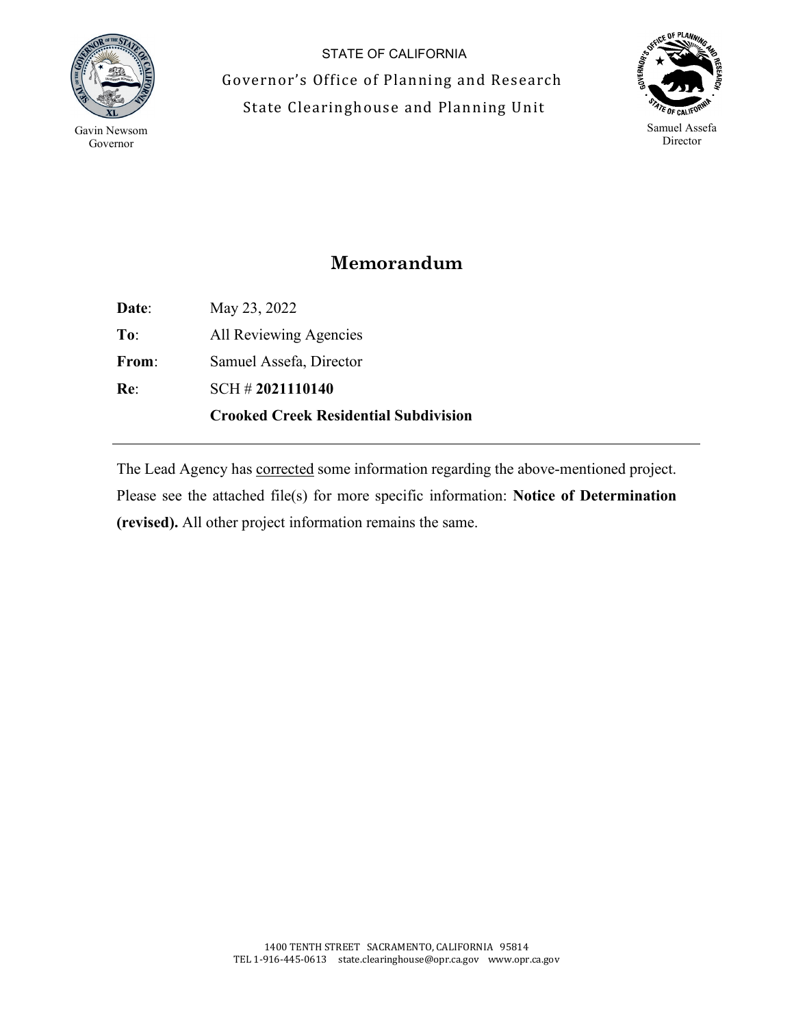STATE OF CALIFORNIA

Governor's Office of Planning and Research

State Clearinghouse and Planning Unit

Gavin Newsom
Governor

Samuel Assefa
Director

# Memorandum

**Date**: May 23, 2022

**To**: All Reviewing Agencies

**From**: Samuel Assefa, Director

**Re**: SCH # **2021110140**

**Crooked Creek Residential Subdivision**

---

The Lead Agency has corrected some information regarding the above-mentioned project. Please see the attached file(s) for more specific information: **Notice of Determination (revised).** All other project information remains the same.

1400 TENTH STREET SACRAMENTO, CALIFORNIA 95814
TEL 1-916-445-0613 state.clearinghouse@opr.ca.gov www.opr.ca.gov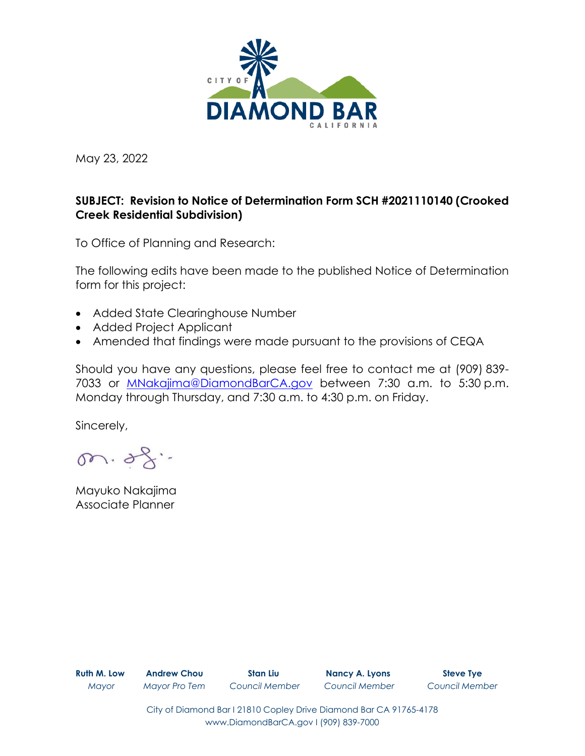May 23, 2022

**SUBJECT: Revision to Notice of Determination Form SCH #2021110140 (Crooked Creek Residential Subdivision)**

To Office of Planning and Research:

The following edits have been made to the published Notice of Determination form for this project:

- Added State Clearinghouse Number
- Added Project Applicant
- Amended that findings were made pursuant to the provisions of CEQA

Should you have any questions, please feel free to contact me at (909) 839-7033 or MNakajima@DiamondBarCA.gov between 7:30 a.m. to 5:30 p.m. Monday through Thursday, and 7:30 a.m. to 4:30 p.m. on Friday.

Sincerely,

Mayuko Nakajima
Associate Planner

| | | | | |
|---|---|---|---|---|
| **Ruth M. Low** | **Andrew Chou** | **Stan Liu** | **Nancy A. Lyons** | **Steve Tye** |
| *Mayor* | *Mayor Pro Tem* | *Council Member* | *Council Member* | *Council Member* |

City of Diamond Bar | 21810 Copley Drive Diamond Bar CA 91765-4178
www.DiamondBarCA.gov | (909) 839-7000